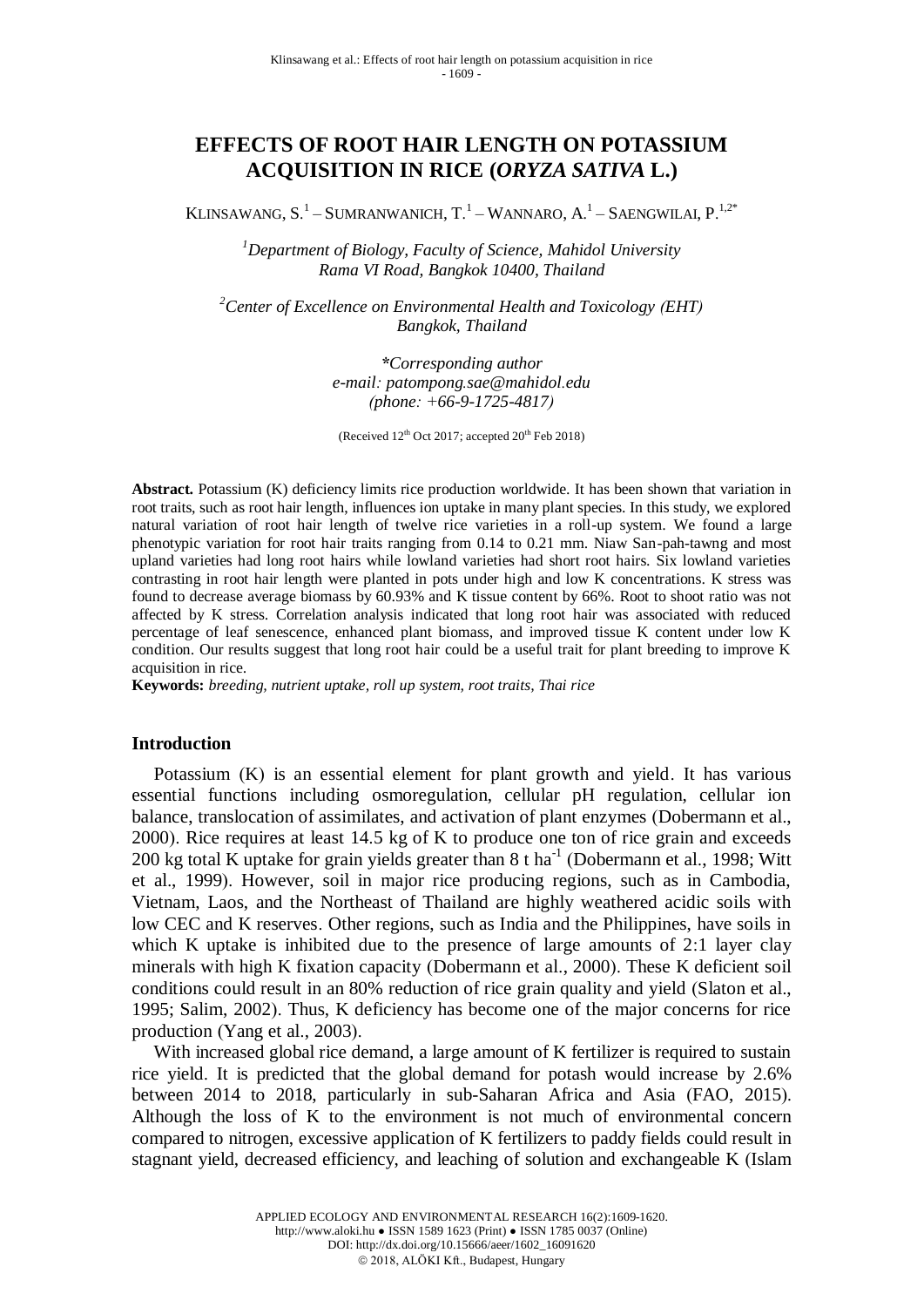# EFFECTS OF ROOT HAIR LENGTH ON POTASSIUM ACQUISITION IN RICE (*ORYZA SATIVA* L.)

KLINSAWANG, S.[1] – SUMRANWANICH, T.[1] – WANNARO, A.[1] – SAENGWILAI, P.[1,2*]

[1]*Department of Biology, Faculty of Science, Mahidol University Rama VI Road, Bangkok 10400, Thailand*

[2]*Center of Excellence on Environmental Health and Toxicology (EHT) Bangkok, Thailand*

**\***Corresponding author
*e-mail: patompong.sae@mahidol.edu*
*(phone: +66-9-1725-4817)*

(Received 12th Oct 2017; accepted 20th Feb 2018)

**Abstract.** Potassium (K) deficiency limits rice production worldwide. It has been shown that variation in root traits, such as root hair length, influences ion uptake in many plant species. In this study, we explored natural variation of root hair length of twelve rice varieties in a roll-up system. We found a large phenotypic variation for root hair traits ranging from 0.14 to 0.21 mm. Niaw San-pah-tawng and most upland varieties had long root hairs while lowland varieties had short root hairs. Six lowland varieties contrasting in root hair length were planted in pots under high and low K concentrations. K stress was found to decrease average biomass by 60.93% and K tissue content by 66%. Root to shoot ratio was not affected by K stress. Correlation analysis indicated that long root hair was associated with reduced percentage of leaf senescence, enhanced plant biomass, and improved tissue K content under low K condition. Our results suggest that long root hair could be a useful trait for plant breeding to improve K acquisition in rice.

**Keywords:** *breeding, nutrient uptake, roll up system, root traits, Thai rice*

## Introduction

Potassium (K) is an essential element for plant growth and yield. It has various essential functions including osmoregulation, cellular pH regulation, cellular ion balance, translocation of assimilates, and activation of plant enzymes (Dobermann et al., 2000). Rice requires at least 14.5 kg of K to produce one ton of rice grain and exceeds 200 kg total K uptake for grain yields greater than 8 t $ha^{-1}$ (Dobermann et al., 1998; Witt et al., 1999). However, soil in major rice producing regions, such as in Cambodia, Vietnam, Laos, and the Northeast of Thailand are highly weathered acidic soils with low CEC and K reserves. Other regions, such as India and the Philippines, have soils in which K uptake is inhibited due to the presence of large amounts of 2:1 layer clay minerals with high K fixation capacity (Dobermann et al., 2000). These K deficient soil conditions could result in an 80% reduction of rice grain quality and yield (Slaton et al., 1995; Salim, 2002). Thus, K deficiency has become one of the major concerns for rice production (Yang et al., 2003).

With increased global rice demand, a large amount of K fertilizer is required to sustain rice yield. It is predicted that the global demand for potash would increase by 2.6% between 2014 to 2018, particularly in sub-Saharan Africa and Asia (FAO, 2015). Although the loss of K to the environment is not much of environmental concern compared to nitrogen, excessive application of K fertilizers to paddy fields could result in stagnant yield, decreased efficiency, and leaching of solution and exchangeable K (Islam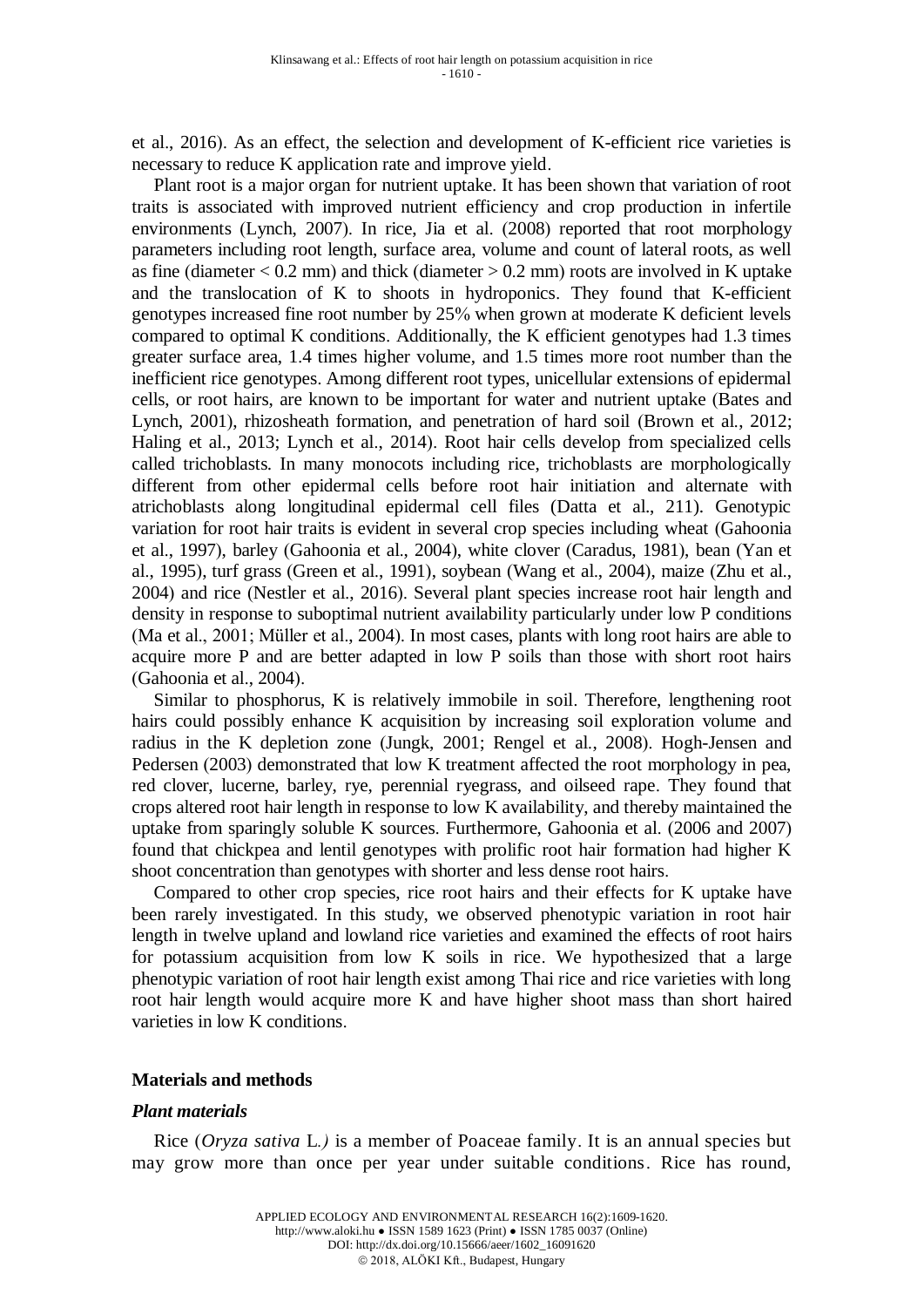et al., 2016). As an effect, the selection and development of K-efficient rice varieties is necessary to reduce K application rate and improve yield.

Plant root is a major organ for nutrient uptake. It has been shown that variation of root traits is associated with improved nutrient efficiency and crop production in infertile environments (Lynch, 2007). In rice, Jia et al. (2008) reported that root morphology parameters including root length, surface area, volume and count of lateral roots, as well as fine (diameter < 0.2 mm) and thick (diameter > 0.2 mm) roots are involved in K uptake and the translocation of K to shoots in hydroponics. They found that K-efficient genotypes increased fine root number by 25% when grown at moderate K deficient levels compared to optimal K conditions. Additionally, the K efficient genotypes had 1.3 times greater surface area, 1.4 times higher volume, and 1.5 times more root number than the inefficient rice genotypes. Among different root types, unicellular extensions of epidermal cells, or root hairs, are known to be important for water and nutrient uptake (Bates and Lynch, 2001), rhizosheath formation, and penetration of hard soil (Brown et al., 2012; Haling et al., 2013; Lynch et al., 2014). Root hair cells develop from specialized cells called trichoblasts. In many monocots including rice, trichoblasts are morphologically different from other epidermal cells before root hair initiation and alternate with atrichoblasts along longitudinal epidermal cell files (Datta et al., 211). Genotypic variation for root hair traits is evident in several crop species including wheat (Gahoonia et al., 1997), barley (Gahoonia et al., 2004), white clover (Caradus, 1981), bean (Yan et al., 1995), turf grass (Green et al., 1991), soybean (Wang et al., 2004), maize (Zhu et al., 2004) and rice (Nestler et al., 2016). Several plant species increase root hair length and density in response to suboptimal nutrient availability particularly under low P conditions (Ma et al., 2001; Müller et al., 2004). In most cases, plants with long root hairs are able to acquire more P and are better adapted in low P soils than those with short root hairs (Gahoonia et al., 2004).

Similar to phosphorus, K is relatively immobile in soil. Therefore, lengthening root hairs could possibly enhance K acquisition by increasing soil exploration volume and radius in the K depletion zone (Jungk, 2001; Rengel et al., 2008). Hogh-Jensen and Pedersen (2003) demonstrated that low K treatment affected the root morphology in pea, red clover, lucerne, barley, rye, perennial ryegrass, and oilseed rape. They found that crops altered root hair length in response to low K availability, and thereby maintained the uptake from sparingly soluble K sources. Furthermore, Gahoonia et al. (2006 and 2007) found that chickpea and lentil genotypes with prolific root hair formation had higher K shoot concentration than genotypes with shorter and less dense root hairs.

Compared to other crop species, rice root hairs and their effects for K uptake have been rarely investigated. In this study, we observed phenotypic variation in root hair length in twelve upland and lowland rice varieties and examined the effects of root hairs for potassium acquisition from low K soils in rice. We hypothesized that a large phenotypic variation of root hair length exist among Thai rice and rice varieties with long root hair length would acquire more K and have higher shoot mass than short haired varieties in low K conditions.

## Materials and methods

### *Plant materials*

Rice (*Oryza sativa* L.*)* is a member of Poaceae family. It is an annual species but may grow more than once per year under suitable conditions. Rice has round,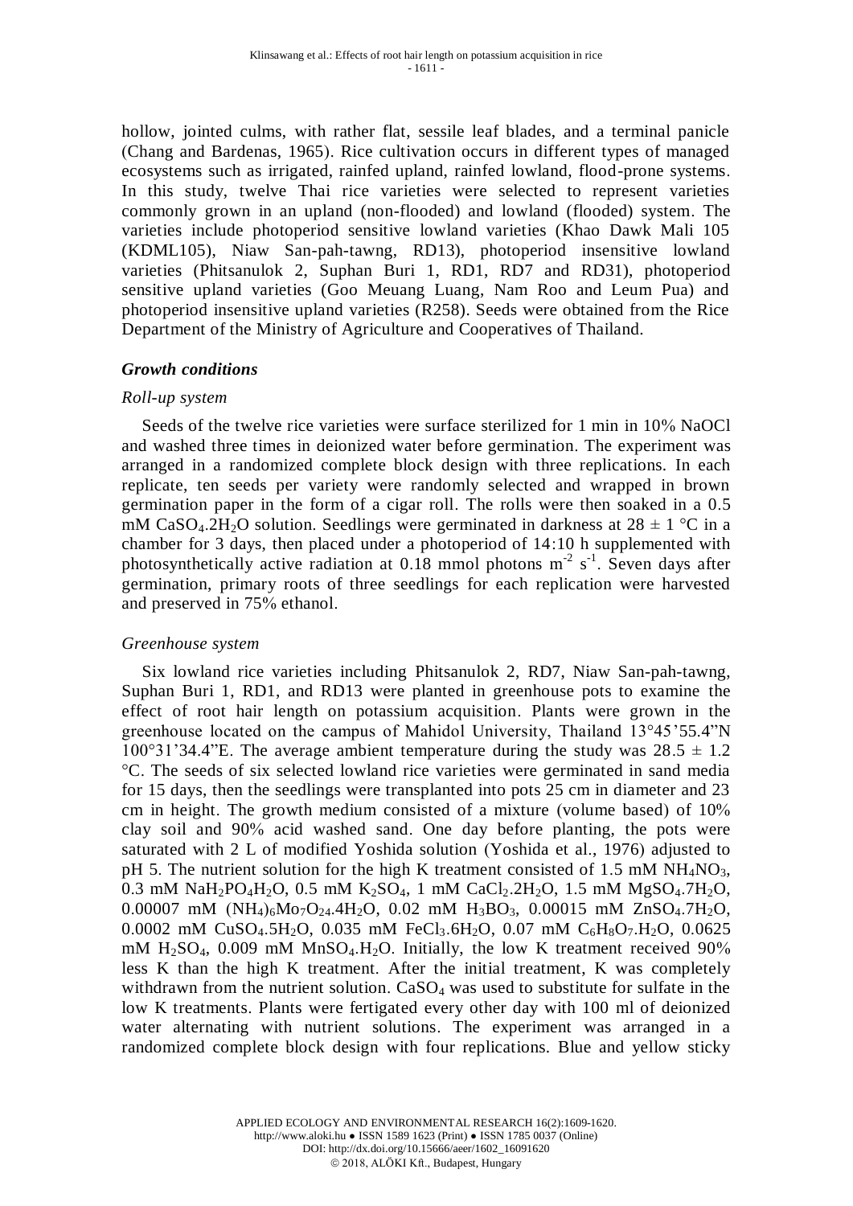hollow, jointed culms, with rather flat, sessile leaf blades, and a terminal panicle (Chang and Bardenas, 1965). Rice cultivation occurs in different types of managed ecosystems such as irrigated, rainfed upland, rainfed lowland, flood-prone systems. In this study, twelve Thai rice varieties were selected to represent varieties commonly grown in an upland (non-flooded) and lowland (flooded) system. The varieties include photoperiod sensitive lowland varieties (Khao Dawk Mali 105 (KDML105), Niaw San-pah-tawng, RD13), photoperiod insensitive lowland varieties (Phitsanulok 2, Suphan Buri 1, RD1, RD7 and RD31), photoperiod sensitive upland varieties (Goo Meuang Luang, Nam Roo and Leum Pua) and photoperiod insensitive upland varieties (R258). Seeds were obtained from the Rice Department of the Ministry of Agriculture and Cooperatives of Thailand.

### *Growth conditions*

#### *Roll-up system*

Seeds of the twelve rice varieties were surface sterilized for 1 min in 10% NaOCl and washed three times in deionized water before germination. The experiment was arranged in a randomized complete block design with three replications. In each replicate, ten seeds per variety were randomly selected and wrapped in brown germination paper in the form of a cigar roll. The rolls were then soaked in a 0.5 mM $CaSO_4.2H_2O$ solution. Seedlings were germinated in darkness at $28 \pm 1$ °C in a chamber for 3 days, then placed under a photoperiod of 14:10 h supplemented with photosynthetically active radiation at 0.18 mmol photons $m^{-2}$ $s^{-1}$. Seven days after germination, primary roots of three seedlings for each replication were harvested and preserved in 75% ethanol.

#### *Greenhouse system*

Six lowland rice varieties including Phitsanulok 2, RD7, Niaw San-pah-tawng, Suphan Buri 1, RD1, and RD13 were planted in greenhouse pots to examine the effect of root hair length on potassium acquisition. Plants were grown in the greenhouse located on the campus of Mahidol University, Thailand 13°45'55.4"N 100°31'34.4"E. The average ambient temperature during the study was $28.5 \pm 1.2$ °C. The seeds of six selected lowland rice varieties were germinated in sand media for 15 days, then the seedlings were transplanted into pots 25 cm in diameter and 23 cm in height. The growth medium consisted of a mixture (volume based) of 10% clay soil and 90% acid washed sand. One day before planting, the pots were saturated with 2 L of modified Yoshida solution (Yoshida et al., 1976) adjusted to pH 5. The nutrient solution for the high K treatment consisted of 1.5 mM $NH_4NO_3$, 0.3 mM $NaH_2PO_4H_2O$, 0.5 mM $K_2SO_4$, 1 mM $CaCl_2.2H_2O$, 1.5 mM $MgSO_4.7H_2O$, 0.00007 mM $(NH_4)_6Mo_7O_{24}.4H_2O$, 0.02 mM $H_3BO_3$, 0.00015 mM $ZnSO_4.7H_2O$, 0.0002 mM $CuSO_4.5H_2O$, 0.035 mM $FeCl_3.6H_2O$, 0.07 mM $C_6H_8O_7.H_2O$, 0.0625 mM $H_2SO_4$, 0.009 mM $MnSO_4.H_2O$. Initially, the low K treatment received 90% less K than the high K treatment. After the initial treatment, K was completely withdrawn from the nutrient solution. $CaSO_4$ was used to substitute for sulfate in the low K treatments. Plants were fertigated every other day with 100 ml of deionized water alternating with nutrient solutions. The experiment was arranged in a randomized complete block design with four replications. Blue and yellow sticky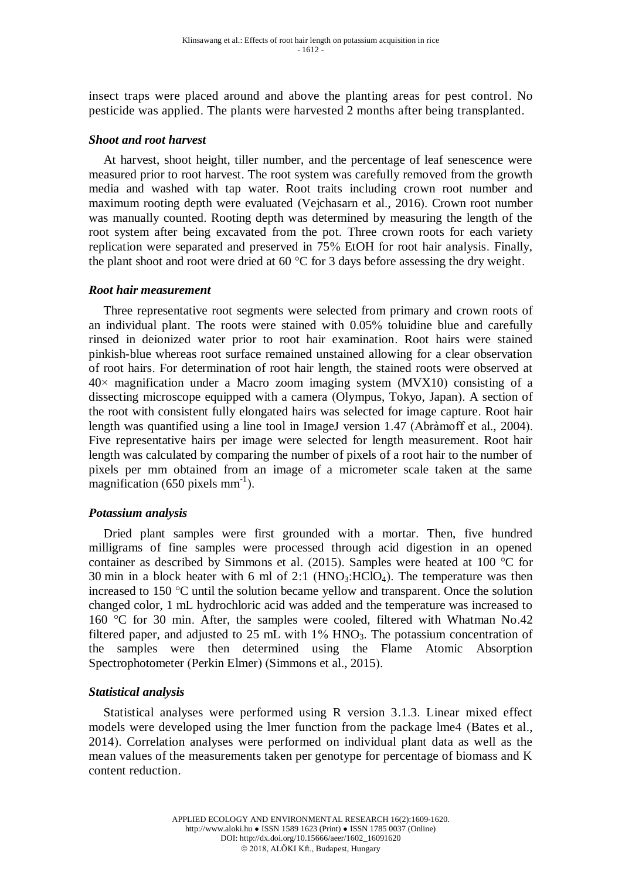insect traps were placed around and above the planting areas for pest control. No pesticide was applied. The plants were harvested 2 months after being transplanted.

### *Shoot and root harvest*

At harvest, shoot height, tiller number, and the percentage of leaf senescence were measured prior to root harvest. The root system was carefully removed from the growth media and washed with tap water. Root traits including crown root number and maximum rooting depth were evaluated (Vejchasarn et al., 2016). Crown root number was manually counted. Rooting depth was determined by measuring the length of the root system after being excavated from the pot. Three crown roots for each variety replication were separated and preserved in 75% EtOH for root hair analysis. Finally, the plant shoot and root were dried at 60 °C for 3 days before assessing the dry weight.

### *Root hair measurement*

Three representative root segments were selected from primary and crown roots of an individual plant. The roots were stained with 0.05% toluidine blue and carefully rinsed in deionized water prior to root hair examination. Root hairs were stained pinkish-blue whereas root surface remained unstained allowing for a clear observation of root hairs. For determination of root hair length, the stained roots were observed at 40× magnification under a Macro zoom imaging system (MVX10) consisting of a dissecting microscope equipped with a camera (Olympus, Tokyo, Japan). A section of the root with consistent fully elongated hairs was selected for image capture. Root hair length was quantified using a line tool in ImageJ version 1.47 (Abràmoff et al., 2004). Five representative hairs per image were selected for length measurement. Root hair length was calculated by comparing the number of pixels of a root hair to the number of pixels per mm obtained from an image of a micrometer scale taken at the same magnification (650 pixels $mm^{-1}$).

### *Potassium analysis*

Dried plant samples were first grounded with a mortar. Then, five hundred milligrams of fine samples were processed through acid digestion in an opened container as described by Simmons et al. (2015). Samples were heated at 100 °C for 30 min in a block heater with 6 ml of 2:1 ($HNO_3$:$HClO_4$). The temperature was then increased to 150 °C until the solution became yellow and transparent. Once the solution changed color, 1 mL hydrochloric acid was added and the temperature was increased to 160 °C for 30 min. After, the samples were cooled, filtered with Whatman No.42 filtered paper, and adjusted to 25 mL with 1% $HNO_3$. The potassium concentration of the samples were then determined using the Flame Atomic Absorption Spectrophotometer (Perkin Elmer) (Simmons et al., 2015).

### *Statistical analysis*

Statistical analyses were performed using R version 3.1.3. Linear mixed effect models were developed using the lmer function from the package lme4 (Bates et al., 2014). Correlation analyses were performed on individual plant data as well as the mean values of the measurements taken per genotype for percentage of biomass and K content reduction.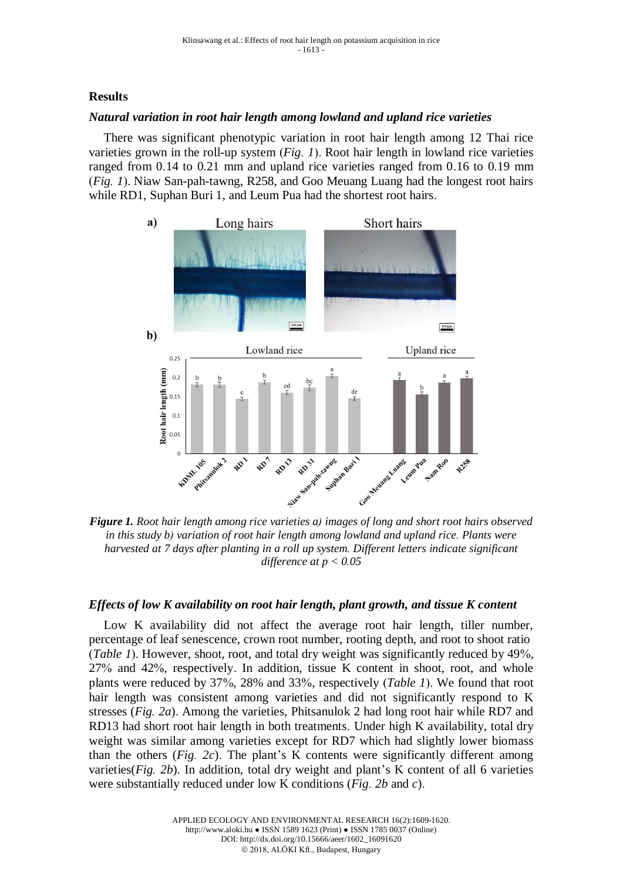## Results

### *Natural variation in root hair length among lowland and upland rice varieties*

There was significant phenotypic variation in root hair length among 12 Thai rice varieties grown in the roll-up system (*Fig. 1*). Root hair length in lowland rice varieties ranged from 0.14 to 0.21 mm and upland rice varieties ranged from 0.16 to 0.19 mm (*Fig. 1*). Niaw San-pah-tawng, R258, and Goo Meuang Luang had the longest root hairs while RD1, Suphan Buri 1, and Leum Pua had the shortest root hairs.

***Figure 1.*** *Root hair length among rice varieties a) images of long and short root hairs observed in this study b) variation of root hair length among lowland and upland rice. Plants were harvested at 7 days after planting in a roll up system. Different letters indicate significant difference at $p < 0.05$*

### *Effects of low K availability on root hair length, plant growth, and tissue K content*

Low K availability did not affect the average root hair length, tiller number, percentage of leaf senescence, crown root number, rooting depth, and root to shoot ratio (*Table 1*). However, shoot, root, and total dry weight was significantly reduced by 49%, 27% and 42%, respectively. In addition, tissue K content in shoot, root, and whole plants were reduced by 37%, 28% and 33%, respectively (*Table 1*). We found that root hair length was consistent among varieties and did not significantly respond to K stresses (*Fig. 2a*). Among the varieties, Phitsanulok 2 had long root hair while RD7 and RD13 had short root hair length in both treatments. Under high K availability, total dry weight was similar among varieties except for RD7 which had slightly lower biomass than the others (*Fig. 2c*). The plant's K contents were significantly different among varieties(*Fig. 2b*). In addition, total dry weight and plant's K content of all 6 varieties were substantially reduced under low K conditions (*Fig. 2b* and *c*).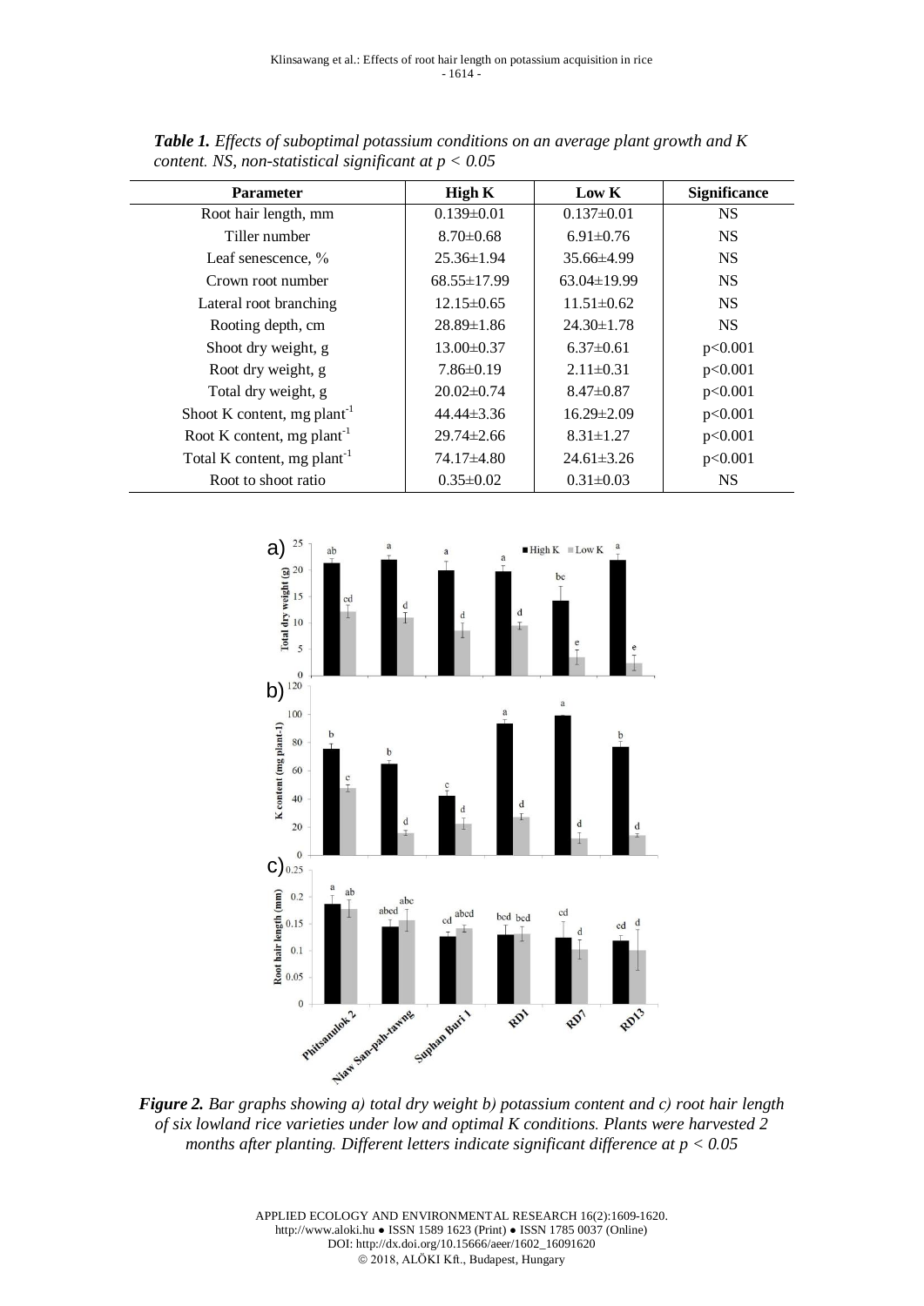***Table 1.*** *Effects of suboptimal potassium conditions on an average plant growth and K content. NS, non-statistical significant at $p < 0.05$*

| Parameter | High K | Low K | Significance |
|---|---|---|---|
| Root hair length, mm | 0.139±0.01 | 0.137±0.01 | NS |
| Tiller number | 8.70±0.68 | 6.91±0.76 | NS |
| Leaf senescence, % | 25.36±1.94 | 35.66±4.99 | NS |
| Crown root number | 68.55±17.99 | 63.04±19.99 | NS |
| Lateral root branching | 12.15±0.65 | 11.51±0.62 | NS |
| Rooting depth, cm | 28.89±1.86 | 24.30±1.78 | NS |
| Shoot dry weight, g | 13.00±0.37 | 6.37±0.61 | p<0.001 |
| Root dry weight, g | 7.86±0.19 | 2.11±0.31 | p<0.001 |
| Total dry weight, g | 20.02±0.74 | 8.47±0.87 | p<0.001 |
| Shoot K content, mg plant$^{-1}$ | 44.44±3.36 | 16.29±2.09 | p<0.001 |
| Root K content, mg plant$^{-1}$ | 29.74±2.66 | 8.31±1.27 | p<0.001 |
| Total K content, mg plant$^{-1}$ | 74.17±4.80 | 24.61±3.26 | p<0.001 |
| Root to shoot ratio | 0.35±0.02 | 0.31±0.03 | NS |

***Figure 2.*** *Bar graphs showing a) total dry weight b) potassium content and c) root hair length of six lowland rice varieties under low and optimal K conditions. Plants were harvested 2 months after planting. Different letters indicate significant difference at $p < 0.05$*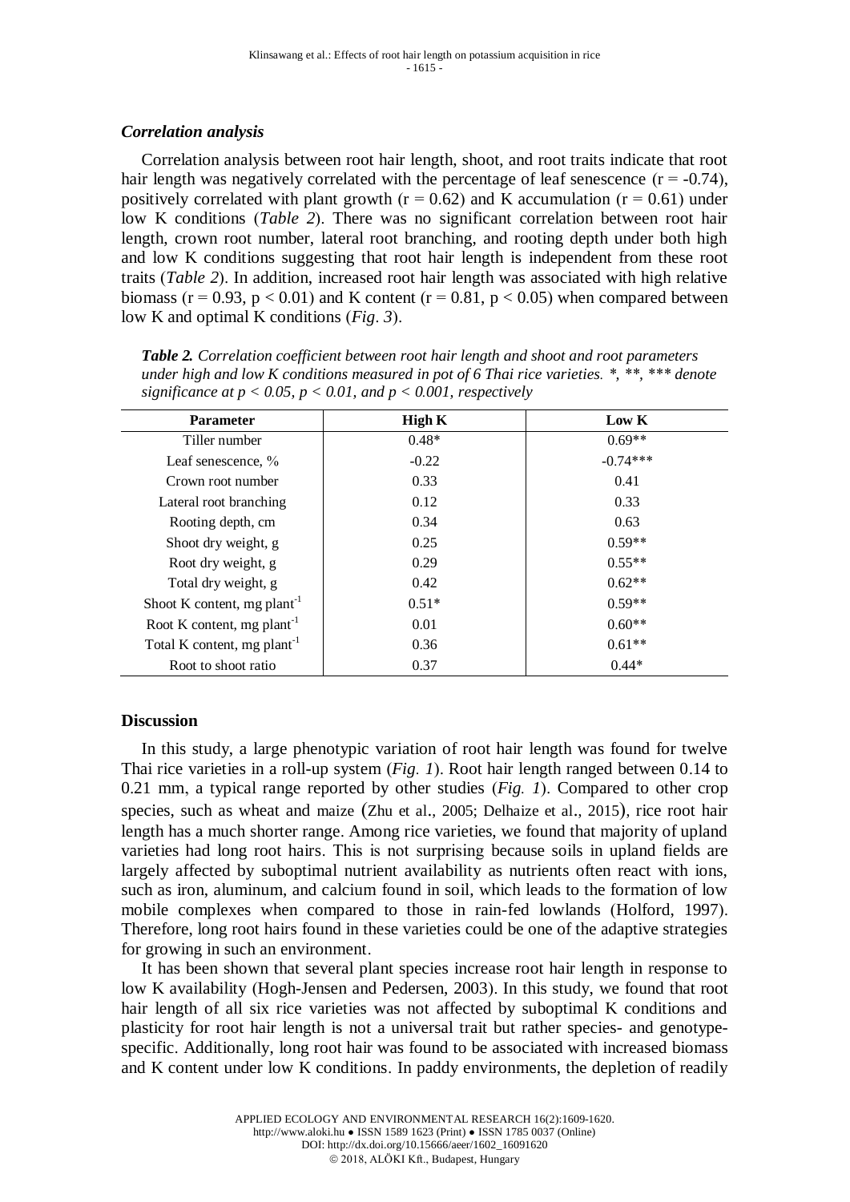### *Correlation analysis*

Correlation analysis between root hair length, shoot, and root traits indicate that root hair length was negatively correlated with the percentage of leaf senescence ($r = -0.74$), positively correlated with plant growth ($r = 0.62$) and K accumulation ($r = 0.61$) under low K conditions (*Table 2*). There was no significant correlation between root hair length, crown root number, lateral root branching, and rooting depth under both high and low K conditions suggesting that root hair length is independent from these root traits (*Table 2*). In addition, increased root hair length was associated with high relative biomass ($r = 0.93$, $p < 0.01$) and K content ($r = 0.81$, $p < 0.05$) when compared between low K and optimal K conditions (*Fig. 3*).

***Table 2.*** *Correlation coefficient between root hair length and shoot and root parameters under high and low K conditions measured in pot of 6 Thai rice varieties. *, **, *** denote significance at $p < 0.05$, $p < 0.01$, and $p < 0.001$, respectively*

| Parameter | High K | Low K |
|---|---|---|
| Tiller number | 0.48* | 0.69** |
| Leaf senescence, % | -0.22 | -0.74*** |
| Crown root number | 0.33 | 0.41 |
| Lateral root branching | 0.12 | 0.33 |
| Rooting depth, cm | 0.34 | 0.63 |
| Shoot dry weight, g | 0.25 | 0.59** |
| Root dry weight, g | 0.29 | 0.55** |
| Total dry weight, g | 0.42 | 0.62** |
| Shoot K content, mg plant$^{-1}$ | 0.51* | 0.59** |
| Root K content, mg plant$^{-1}$ | 0.01 | 0.60** |
| Total K content, mg plant$^{-1}$ | 0.36 | 0.61** |
| Root to shoot ratio | 0.37 | 0.44* |

## Discussion

In this study, a large phenotypic variation of root hair length was found for twelve Thai rice varieties in a roll-up system (*Fig. 1*). Root hair length ranged between 0.14 to 0.21 mm, a typical range reported by other studies (*Fig. 1*). Compared to other crop species, such as wheat and maize (Zhu et al., 2005; Delhaize et al., 2015), rice root hair length has a much shorter range. Among rice varieties, we found that majority of upland varieties had long root hairs. This is not surprising because soils in upland fields are largely affected by suboptimal nutrient availability as nutrients often react with ions, such as iron, aluminum, and calcium found in soil, which leads to the formation of low mobile complexes when compared to those in rain-fed lowlands (Holford, 1997). Therefore, long root hairs found in these varieties could be one of the adaptive strategies for growing in such an environment.

It has been shown that several plant species increase root hair length in response to low K availability (Hogh-Jensen and Pedersen, 2003). In this study, we found that root hair length of all six rice varieties was not affected by suboptimal K conditions and plasticity for root hair length is not a universal trait but rather species- and genotype-specific. Additionally, long root hair was found to be associated with increased biomass and K content under low K conditions. In paddy environments, the depletion of readily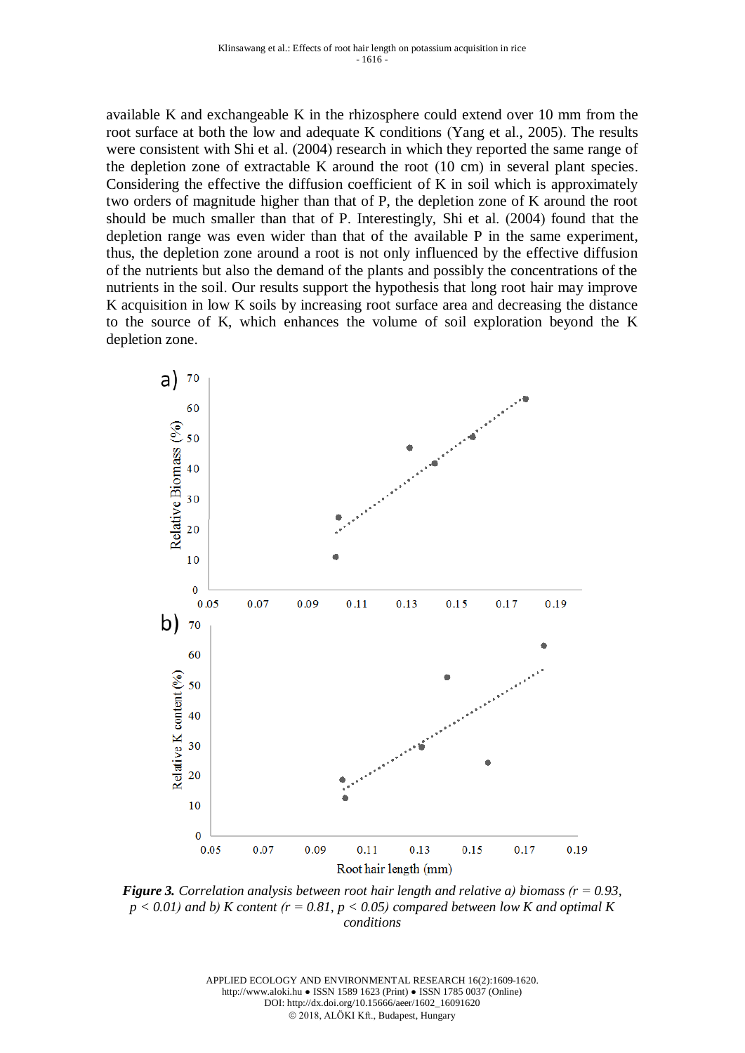available K and exchangeable K in the rhizosphere could extend over 10 mm from the root surface at both the low and adequate K conditions (Yang et al., 2005). The results were consistent with Shi et al. (2004) research in which they reported the same range of the depletion zone of extractable K around the root (10 cm) in several plant species. Considering the effective the diffusion coefficient of K in soil which is approximately two orders of magnitude higher than that of P, the depletion zone of K around the root should be much smaller than that of P. Interestingly, Shi et al. (2004) found that the depletion range was even wider than that of the available P in the same experiment, thus, the depletion zone around a root is not only influenced by the effective diffusion of the nutrients but also the demand of the plants and possibly the concentrations of the nutrients in the soil. Our results support the hypothesis that long root hair may improve K acquisition in low K soils by increasing root surface area and decreasing the distance to the source of K, which enhances the volume of soil exploration beyond the K depletion zone.

***Figure 3.*** *Correlation analysis between root hair length and relative a) biomass ($r = 0.93$, $p < 0.01$) and b) K content ($r = 0.81$, $p < 0.05$) compared between low K and optimal K conditions*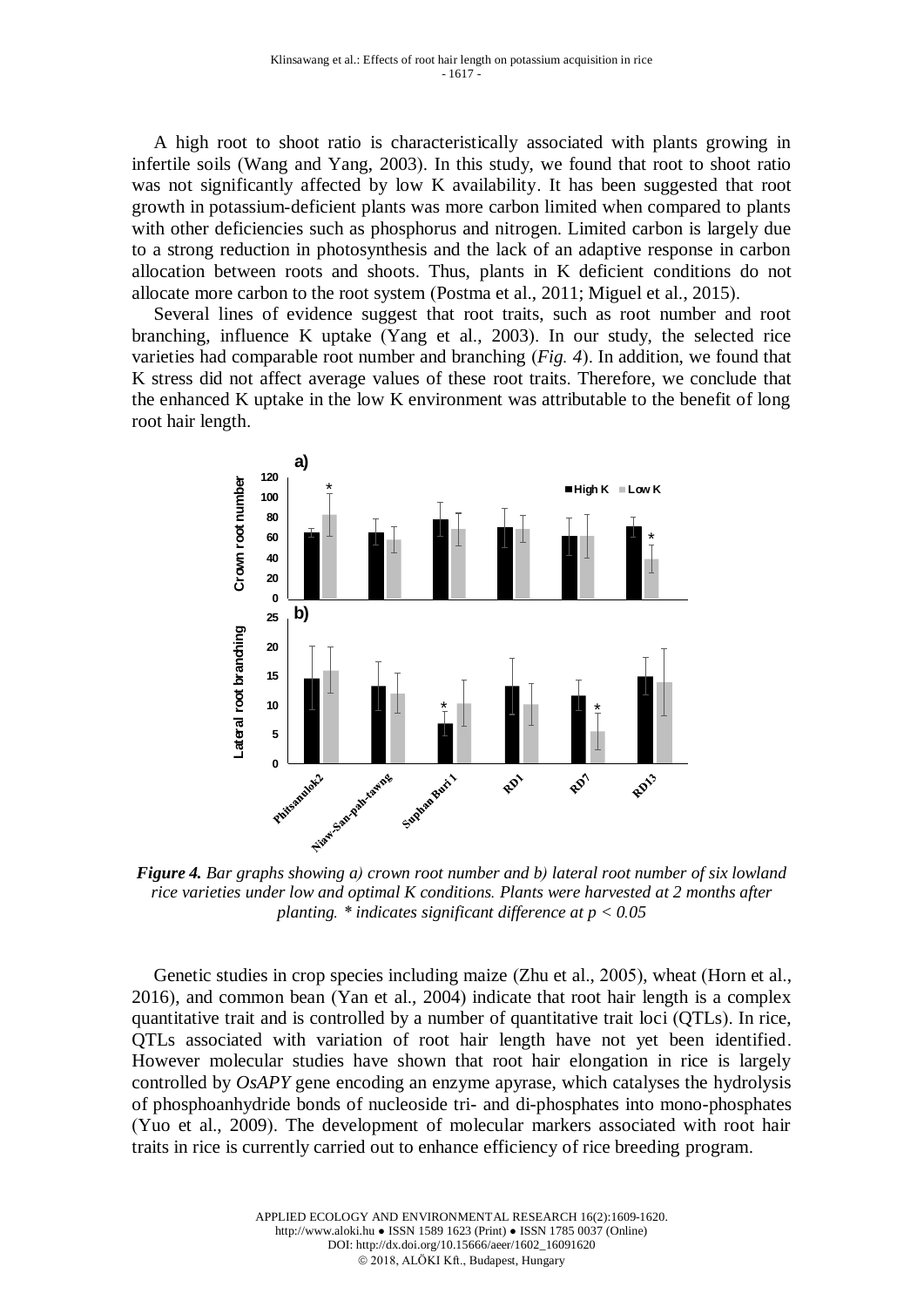A high root to shoot ratio is characteristically associated with plants growing in infertile soils (Wang and Yang, 2003). In this study, we found that root to shoot ratio was not significantly affected by low K availability. It has been suggested that root growth in potassium-deficient plants was more carbon limited when compared to plants with other deficiencies such as phosphorus and nitrogen. Limited carbon is largely due to a strong reduction in photosynthesis and the lack of an adaptive response in carbon allocation between roots and shoots. Thus, plants in K deficient conditions do not allocate more carbon to the root system (Postma et al., 2011; Miguel et al., 2015).

Several lines of evidence suggest that root traits, such as root number and root branching, influence K uptake (Yang et al., 2003). In our study, the selected rice varieties had comparable root number and branching (*Fig. 4*). In addition, we found that K stress did not affect average values of these root traits. Therefore, we conclude that the enhanced K uptake in the low K environment was attributable to the benefit of long root hair length.

***Figure 4.*** *Bar graphs showing a) crown root number and b) lateral root number of six lowland rice varieties under low and optimal K conditions. Plants were harvested at 2 months after planting. * indicates significant difference at $p < 0.05$*

Genetic studies in crop species including maize (Zhu et al., 2005), wheat (Horn et al., 2016), and common bean (Yan et al., 2004) indicate that root hair length is a complex quantitative trait and is controlled by a number of quantitative trait loci (QTLs). In rice, QTLs associated with variation of root hair length have not yet been identified. However molecular studies have shown that root hair elongation in rice is largely controlled by *OsAPY* gene encoding an enzyme apyrase, which catalyses the hydrolysis of phosphoanhydride bonds of nucleoside tri- and di-phosphates into mono-phosphates (Yuo et al., 2009). The development of molecular markers associated with root hair traits in rice is currently carried out to enhance efficiency of rice breeding program.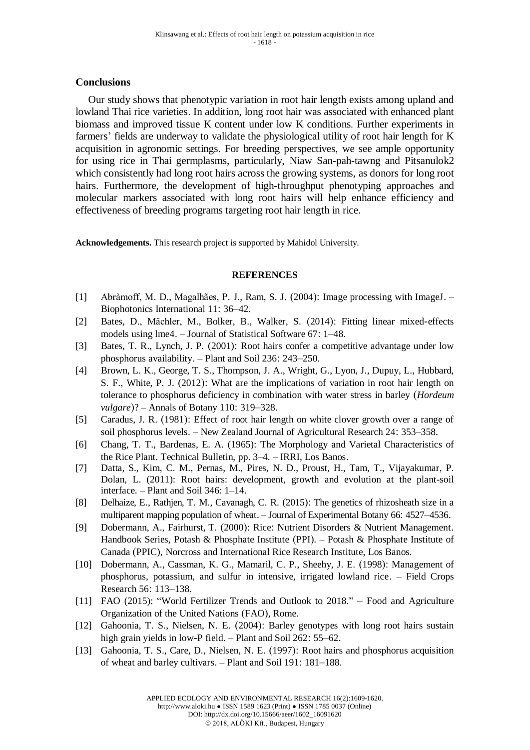## Conclusions

Our study shows that phenotypic variation in root hair length exists among upland and lowland Thai rice varieties. In addition, long root hair was associated with enhanced plant biomass and improved tissue K content under low K conditions. Further experiments in farmers' fields are underway to validate the physiological utility of root hair length for K acquisition in agronomic settings. For breeding perspectives, we see ample opportunity for using rice in Thai germplasms, particularly, Niaw San-pah-tawng and Pitsanulok2 which consistently had long root hairs across the growing systems, as donors for long root hairs. Furthermore, the development of high-throughput phenotyping approaches and molecular markers associated with long root hairs will help enhance efficiency and effectiveness of breeding programs targeting root hair length in rice.

**Acknowledgements.** This research project is supported by Mahidol University.

## REFERENCES

[1] Abràmoff, M. D., Magalhães, P. J., Ram, S. J. (2004): Image processing with ImageJ. – Biophotonics International 11: 36–42.

[2] Bates, D., Mächler, M., Bolker, B., Walker, S. (2014): Fitting linear mixed-effects models using lme4. – Journal of Statistical Software 67: 1–48.

[3] Bates, T. R., Lynch, J. P. (2001): Root hairs confer a competitive advantage under low phosphorus availability. – Plant and Soil 236: 243–250.

[4] Brown, L. K., George, T. S., Thompson, J. A., Wright, G., Lyon, J., Dupuy, L., Hubbard, S. F., White, P. J. (2012): What are the implications of variation in root hair length on tolerance to phosphorus deficiency in combination with water stress in barley (*Hordeum vulgare*)? – Annals of Botany 110: 319–328.

[5] Caradus, J. R. (1981): Effect of root hair length on white clover growth over a range of soil phosphorus levels. – New Zealand Journal of Agricultural Research 24: 353–358.

[6] Chang, T. T., Bardenas, E. A. (1965): The Morphology and Varietal Characteristics of the Rice Plant. Technical Bulletin, pp. 3–4. – IRRI, Los Banos.

[7] Datta, S., Kim, C. M., Pernas, M., Pires, N. D., Proust, H., Tam, T., Vijayakumar, P. Dolan, L. (2011): Root hairs: development, growth and evolution at the plant-soil interface. – Plant and Soil 346: 1–14.

[8] Delhaize, E., Rathjen, T. M., Cavanagh, C. R. (2015): The genetics of rhizosheath size in a multiparent mapping population of wheat. – Journal of Experimental Botany 66: 4527–4536.

[9] Dobermann, A., Fairhurst, T. (2000): Rice: Nutrient Disorders & Nutrient Management. Handbook Series, Potash & Phosphate Institute (PPI). – Potash & Phosphate Institute of Canada (PPIC), Norcross and International Rice Research Institute, Los Banos.

[10] Dobermann, A., Cassman, K. G., Mamaril, C. P., Sheehy, J. E. (1998): Management of phosphorus, potassium, and sulfur in intensive, irrigated lowland rice. – Field Crops Research 56: 113–138.

[11] FAO (2015): "World Fertilizer Trends and Outlook to 2018." – Food and Agriculture Organization of the United Nations (FAO), Rome.

[12] Gahoonia, T. S., Nielsen, N. E. (2004): Barley genotypes with long root hairs sustain high grain yields in low-P field. – Plant and Soil 262: 55–62.

[13] Gahoonia, T. S., Care, D., Nielsen, N. E. (1997): Root hairs and phosphorus acquisition of wheat and barley cultivars. – Plant and Soil 191: 181–188.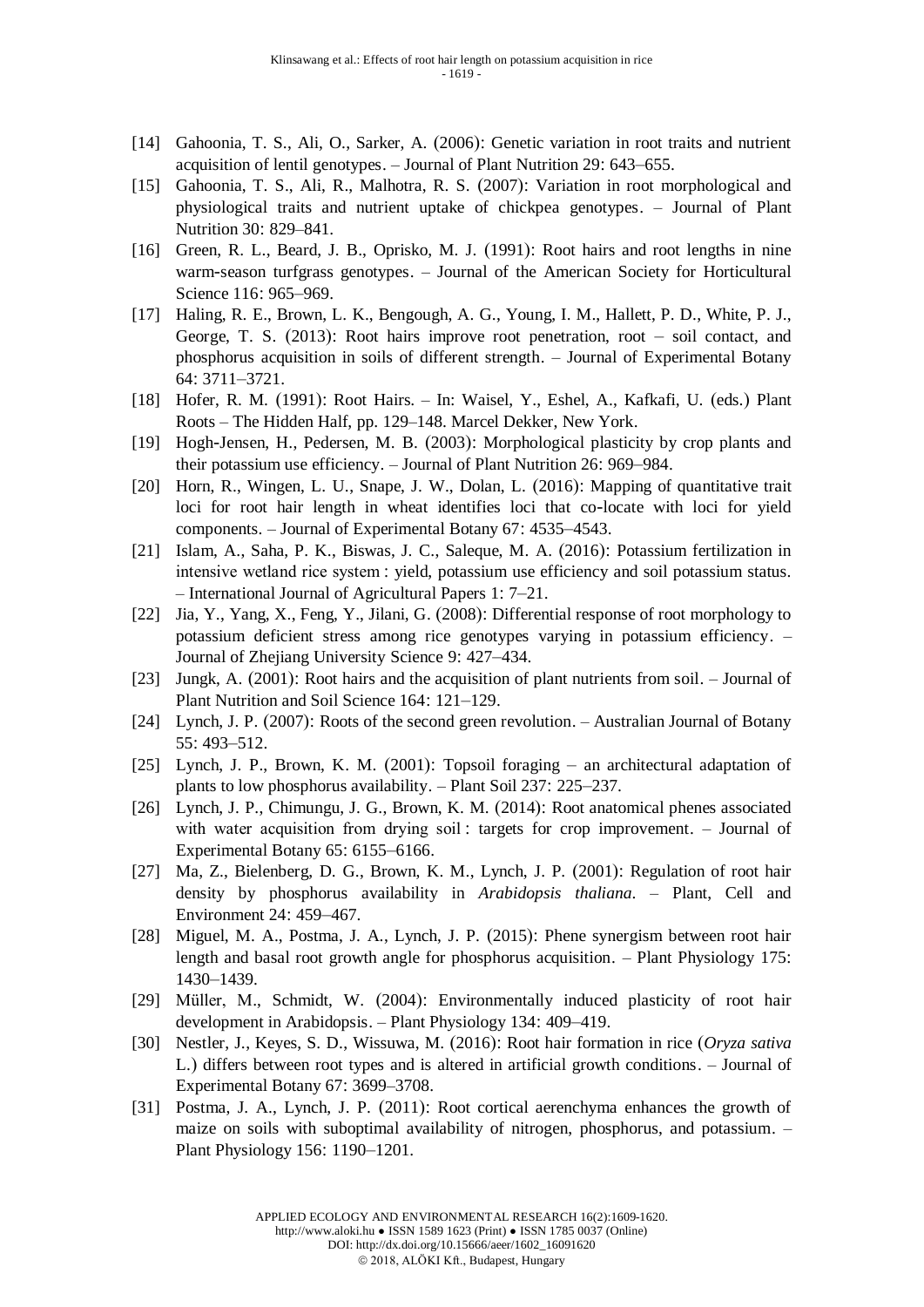[14] Gahoonia, T. S., Ali, O., Sarker, A. (2006): Genetic variation in root traits and nutrient acquisition of lentil genotypes. – Journal of Plant Nutrition 29: 643–655.

[15] Gahoonia, T. S., Ali, R., Malhotra, R. S. (2007): Variation in root morphological and physiological traits and nutrient uptake of chickpea genotypes. – Journal of Plant Nutrition 30: 829–841.

[16] Green, R. L., Beard, J. B., Oprisko, M. J. (1991): Root hairs and root lengths in nine warm-season turfgrass genotypes. – Journal of the American Society for Horticultural Science 116: 965–969.

[17] Haling, R. E., Brown, L. K., Bengough, A. G., Young, I. M., Hallett, P. D., White, P. J., George, T. S. (2013): Root hairs improve root penetration, root – soil contact, and phosphorus acquisition in soils of different strength. – Journal of Experimental Botany 64: 3711–3721.

[18] Hofer, R. M. (1991): Root Hairs. – In: Waisel, Y., Eshel, A., Kafkafi, U. (eds.) Plant Roots – The Hidden Half, pp. 129–148. Marcel Dekker, New York.

[19] Hogh-Jensen, H., Pedersen, M. B. (2003): Morphological plasticity by crop plants and their potassium use efficiency. – Journal of Plant Nutrition 26: 969–984.

[20] Horn, R., Wingen, L. U., Snape, J. W., Dolan, L. (2016): Mapping of quantitative trait loci for root hair length in wheat identifies loci that co-locate with loci for yield components. – Journal of Experimental Botany 67: 4535–4543.

[21] Islam, A., Saha, P. K., Biswas, J. C., Saleque, M. A. (2016): Potassium fertilization in intensive wetland rice system : yield, potassium use efficiency and soil potassium status. – International Journal of Agricultural Papers 1: 7–21.

[22] Jia, Y., Yang, X., Feng, Y., Jilani, G. (2008): Differential response of root morphology to potassium deficient stress among rice genotypes varying in potassium efficiency. – Journal of Zhejiang University Science 9: 427–434.

[23] Jungk, A. (2001): Root hairs and the acquisition of plant nutrients from soil. – Journal of Plant Nutrition and Soil Science 164: 121–129.

[24] Lynch, J. P. (2007): Roots of the second green revolution. – Australian Journal of Botany 55: 493–512.

[25] Lynch, J. P., Brown, K. M. (2001): Topsoil foraging – an architectural adaptation of plants to low phosphorus availability. – Plant Soil 237: 225–237.

[26] Lynch, J. P., Chimungu, J. G., Brown, K. M. (2014): Root anatomical phenes associated with water acquisition from drying soil : targets for crop improvement. – Journal of Experimental Botany 65: 6155–6166.

[27] Ma, Z., Bielenberg, D. G., Brown, K. M., Lynch, J. P. (2001): Regulation of root hair density by phosphorus availability in *Arabidopsis thaliana*. – Plant, Cell and Environment 24: 459–467.

[28] Miguel, M. A., Postma, J. A., Lynch, J. P. (2015): Phene synergism between root hair length and basal root growth angle for phosphorus acquisition. – Plant Physiology 175: 1430–1439.

[29] Müller, M., Schmidt, W. (2004): Environmentally induced plasticity of root hair development in Arabidopsis. – Plant Physiology 134: 409–419.

[30] Nestler, J., Keyes, S. D., Wissuwa, M. (2016): Root hair formation in rice (*Oryza sativa* L.) differs between root types and is altered in artificial growth conditions. – Journal of Experimental Botany 67: 3699–3708.

[31] Postma, J. A., Lynch, J. P. (2011): Root cortical aerenchyma enhances the growth of maize on soils with suboptimal availability of nitrogen, phosphorus, and potassium. – Plant Physiology 156: 1190–1201.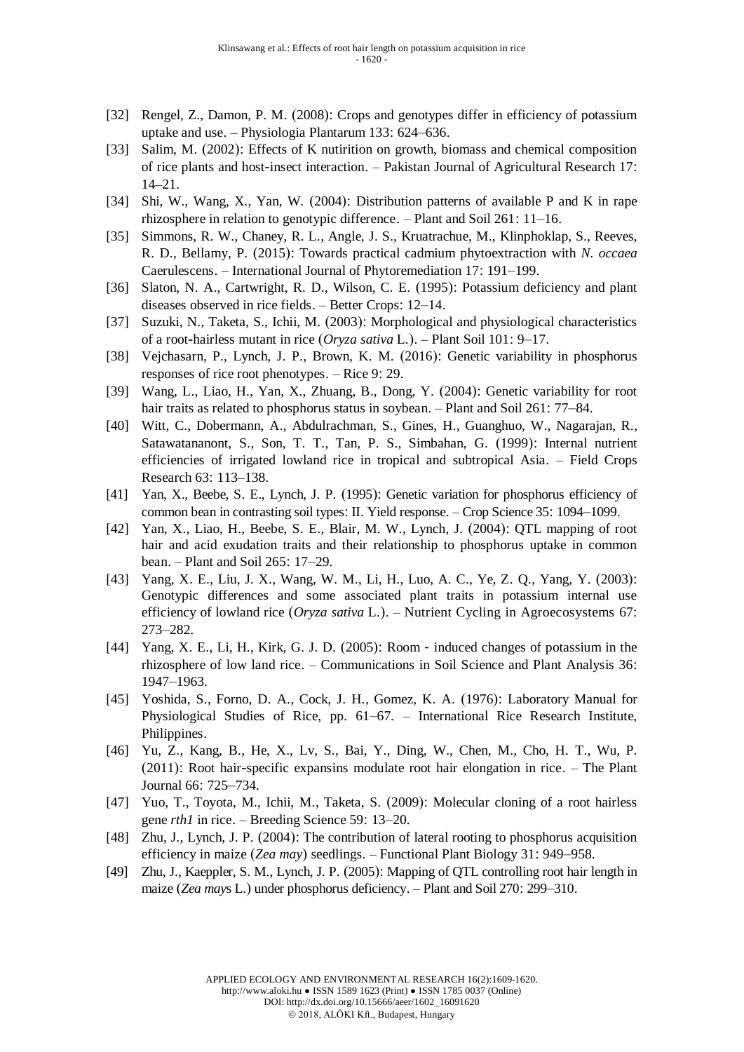[32] Rengel, Z., Damon, P. M. (2008): Crops and genotypes differ in efficiency of potassium uptake and use. – Physiologia Plantarum 133: 624–636.

[33] Salim, M. (2002): Effects of K nutirition on growth, biomass and chemical composition of rice plants and host-insect interaction. – Pakistan Journal of Agricultural Research 17: 14–21.

[34] Shi, W., Wang, X., Yan, W. (2004): Distribution patterns of available P and K in rape rhizosphere in relation to genotypic difference. – Plant and Soil 261: 11–16.

[35] Simmons, R. W., Chaney, R. L., Angle, J. S., Kruatrachue, M., Klinphoklap, S., Reeves, R. D., Bellamy, P. (2015): Towards practical cadmium phytoextraction with *N. occaea* Caerulescens. – International Journal of Phytoremediation 17: 191–199.

[36] Slaton, N. A., Cartwright, R. D., Wilson, C. E. (1995): Potassium deficiency and plant diseases observed in rice fields. – Better Crops: 12–14.

[37] Suzuki, N., Taketa, S., Ichii, M. (2003): Morphological and physiological characteristics of a root-hairless mutant in rice (*Oryza sativa* L.). – Plant Soil 101: 9–17.

[38] Vejchasarn, P., Lynch, J. P., Brown, K. M. (2016): Genetic variability in phosphorus responses of rice root phenotypes. – Rice 9: 29.

[39] Wang, L., Liao, H., Yan, X., Zhuang, B., Dong, Y. (2004): Genetic variability for root hair traits as related to phosphorus status in soybean. – Plant and Soil 261: 77–84.

[40] Witt, C., Dobermann, A., Abdulrachman, S., Gines, H., Guanghuo, W., Nagarajan, R., Satawatananont, S., Son, T. T., Tan, P. S., Simbahan, G. (1999): Internal nutrient efficiencies of irrigated lowland rice in tropical and subtropical Asia. – Field Crops Research 63: 113–138.

[41] Yan, X., Beebe, S. E., Lynch, J. P. (1995): Genetic variation for phosphorus efficiency of common bean in contrasting soil types: II. Yield response. – Crop Science 35: 1094–1099.

[42] Yan, X., Liao, H., Beebe, S. E., Blair, M. W., Lynch, J. (2004): QTL mapping of root hair and acid exudation traits and their relationship to phosphorus uptake in common bean. – Plant and Soil 265: 17–29.

[43] Yang, X. E., Liu, J. X., Wang, W. M., Li, H., Luo, A. C., Ye, Z. Q., Yang, Y. (2003): Genotypic differences and some associated plant traits in potassium internal use efficiency of lowland rice (*Oryza sativa* L.). – Nutrient Cycling in Agroecosystems 67: 273–282.

[44] Yang, X. E., Li, H., Kirk, G. J. D. (2005): Room - induced changes of potassium in the rhizosphere of low land rice. – Communications in Soil Science and Plant Analysis 36: 1947–1963.

[45] Yoshida, S., Forno, D. A., Cock, J. H., Gomez, K. A. (1976): Laboratory Manual for Physiological Studies of Rice, pp. 61–67. – International Rice Research Institute, Philippines.

[46] Yu, Z., Kang, B., He, X., Lv, S., Bai, Y., Ding, W., Chen, M., Cho, H. T., Wu, P. (2011): Root hair-specific expansins modulate root hair elongation in rice. – The Plant Journal 66: 725–734.

[47] Yuo, T., Toyota, M., Ichii, M., Taketa, S. (2009): Molecular cloning of a root hairless gene *rth1* in rice. – Breeding Science 59: 13–20.

[48] Zhu, J., Lynch, J. P. (2004): The contribution of lateral rooting to phosphorus acquisition efficiency in maize (*Zea may*) seedlings. – Functional Plant Biology 31: 949–958.

[49] Zhu, J., Kaeppler, S. M., Lynch, J. P. (2005): Mapping of QTL controlling root hair length in maize (*Zea may*s L.) under phosphorus deficiency. – Plant and Soil 270: 299–310.